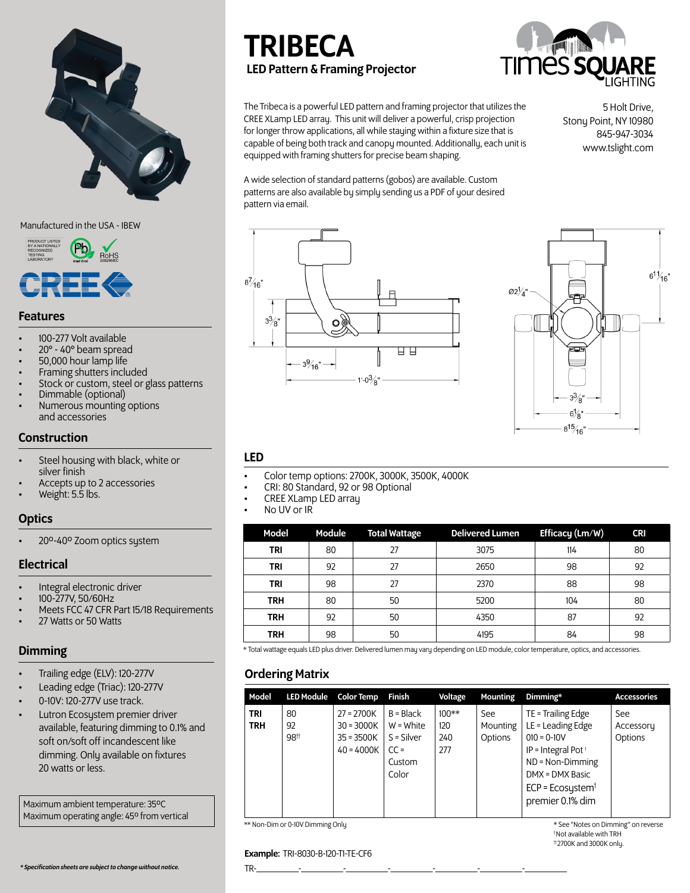# TRIBECA

## LED Pattern & Framing Projector

The Tribeca is a powerful LED pattern and framing projector that utilizes the CREE XLamp LED array. This unit will deliver a powerful, crisp projection for longer throw applications, all while staying within a fixture size that is capable of being both track and canopy mounted. Additionally, each unit is equipped with framing shutters for precise beam shaping.

A wide selection of standard patterns (gobos) are available. Custom patterns are also available by simply sending us a PDF of your desired pattern via email.

5 Holt Drive,
Stony Point, NY 10980
845-947-3034
www.tslight.com

Manufactured in the USA - IBEW

### Features

- 100-277 Volt available
- 20° - 40° beam spread
- 50,000 hour lamp life
- Framing shutters included
- Stock or custom, steel or glass patterns
- Dimmable (optional)
- Numerous mounting options and accessories

### Construction

- Steel housing with black, white or silver finish
- Accepts up to 2 accessories
- Weight: 5.5 lbs.

### Optics

- 20º-40º Zoom optics system

### Electrical

- Integral electronic driver
- 100-277V, 50/60Hz
- Meets FCC 47 CFR Part 15/18 Requirements
- 27 Watts or 50 Watts

### Dimming

- Trailing edge (ELV): 120-277V
- Leading edge (Triac): 120-277V
- 0-10V: 120-277V use track.
- Lutron Ecosystem premier driver available, featuring dimming to 0.1% and soft on/soft off incandescent like dimming. Only available on fixtures 20 watts or less.

Maximum ambient temperature: 35ºC
Maximum operating angle: 45º from vertical

### LED

- Color temp options: 2700K, 3000K, 3500K, 4000K
- CRI: 80 Standard, 92 or 98 Optional
- CREE XLamp LED array
- No UV or IR

| Model | Module | Total Wattage | Delivered Lumen | Efficacy (Lm/W) | CRI |
|---|---|---|---|---|---|
| TRI | 80 | 27 | 3075 | 114 | 80 |
| TRI | 92 | 27 | 2650 | 98 | 92 |
| TRI | 98 | 27 | 2370 | 88 | 98 |
| TRH | 80 | 50 | 5200 | 104 | 80 |
| TRH | 92 | 50 | 4350 | 87 | 92 |
| TRH | 98 | 50 | 4195 | 84 | 98 |

* Total wattage equals LED plus driver. Delivered lumen may vary depending on LED module, color temperature, optics, and accessories.

### Ordering Matrix

| Model | LED Module | Color Temp | Finish | Voltage | Mounting | Dimming* | Accessories |
|---|---|---|---|---|---|---|---|
| TRI<br>TRH | 80<br>92<br>98[††] | 27 = 2700K<br>30 = 3000K<br>35 = 3500K<br>40 = 4000K | B = Black<br>W = White<br>S = Silver<br>CC = Custom Color | 100**<br>120<br>240<br>277 | See Mounting Options | TE = Trailing Edge<br>LE = Leading Edge<br>010 = 0-10V<br>IP = Integral Pot[†]<br>ND = Non-Dimming<br>DMX = DMX Basic<br>ECP = Ecosystem[†] premier 0.1% dim | See Accessory Options |

** Non-Dim or 0-10V Dimming Only

* See "Notes on Dimming" on reverse
[†] Not available with TRH
[††] 2700K and 3000K only.

**Example:** TRI-8030-B-120-T1-TE-CF6

TR-\_\_\_\_\_\_-\_\_\_\_\_\_-\_\_\_\_\_\_-\_\_\_\_\_\_-\_\_\_\_\_\_-\_\_\_\_\_\_-\_\_\_\_\_\_

*\* Specification sheets are subject to change without notice.*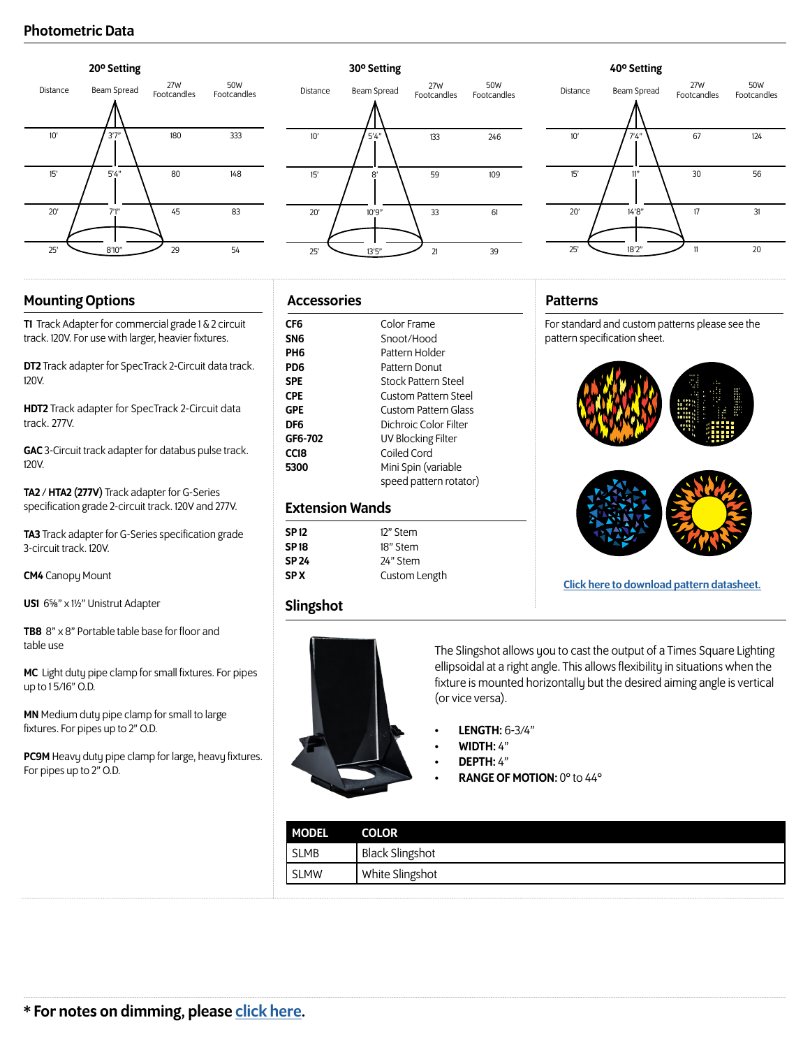## Photometric Data

### 20° Setting

| Distance | Beam Spread | 27W Footcandles | 50W Footcandles |
|---|---|---|---|
| 10' | 3'7" | 180 | 333 |
| 15' | 5'4" | 80 | 148 |
| 20' | 7'1" | 45 | 83 |
| 25' | 8'10" | 29 | 54 |

### 30° Setting

| Distance | Beam Spread | 27W Footcandles | 50W Footcandles |
|---|---|---|---|
| 10' | 5'4" | 133 | 246 |
| 15' | 8' | 59 | 109 |
| 20' | 10'9" | 33 | 61 |
| 25' | 13'5" | 21 | 39 |

### 40° Setting

| Distance | Beam Spread | 27W Footcandles | 50W Footcandles |
|---|---|---|---|
| 10' | 7'4" | 67 | 124 |
| 15' | 11" | 30 | 56 |
| 20' | 14'8" | 17 | 31 |
| 25' | 18'2" | 11 | 20 |

## Mounting Options

**T1** Track Adapter for commercial grade 1 & 2 circuit track. 120V. For use with larger, heavier fixtures.

**DT2** Track adapter for SpecTrack 2-Circuit data track. 120V.

**HDT2** Track adapter for SpecTrack 2-Circuit data track. 277V.

**GAC** 3-Circuit track adapter for databus pulse track. 120V.

**TA2** / **HTA2 (277V)** Track adapter for G-Series specification grade 2-circuit track. 120V and 277V.

**TA3** Track adapter for G-Series specification grade 3-circuit track. 120V.

**CM4** Canopy Mount

**US1** 6⅝" x 1½" Unistrut Adapter

**TB8** 8" x 8" Portable table base for floor and table use

**MC** Light duty pipe clamp for small fixtures. For pipes up to 1 5/16" O.D.

**MN** Medium duty pipe clamp for small to large fixtures. For pipes up to 2" O.D.

**PC9M** Heavy duty pipe clamp for large, heavy fixtures. For pipes up to 2" O.D.

## Accessories

| | |
|---|---|
| **CF6** | Color Frame |
| **SN6** | Snoot/Hood |
| **PH6** | Pattern Holder |
| **PD6** | Pattern Donut |
| **SPE** | Stock Pattern Steel |
| **CPE** | Custom Pattern Steel |
| **GPE** | Custom Pattern Glass |
| **DF6** | Dichroic Color Filter |
| **GF6-702** | UV Blocking Filter |
| **CC18** | Coiled Cord |
| **5300** | Mini Spin (variable speed pattern rotator) |

## Extension Wands

| | |
|---|---|
| **SP 12** | 12" Stem |
| **SP 18** | 18" Stem |
| **SP 24** | 24" Stem |
| **SP X** | Custom Length |

## Patterns

For standard and custom patterns please see the pattern specification sheet.

Click here to download pattern datasheet.

## Slingshot

The Slingshot allows you to cast the output of a Times Square Lighting ellipsoidal at a right angle. This allows flexibility in situations when the fixture is mounted horizontally but the desired aiming angle is vertical (or vice versa).

- **LENGTH:** 6-3/4"
- **WIDTH:** 4"
- **DEPTH:** 4"
- **RANGE OF MOTION:** 0° to 44°

| MODEL | COLOR |
|---|---|
| SLMB | Black Slingshot |
| SLMW | White Slingshot |

**\* For notes on dimming, please click here.**